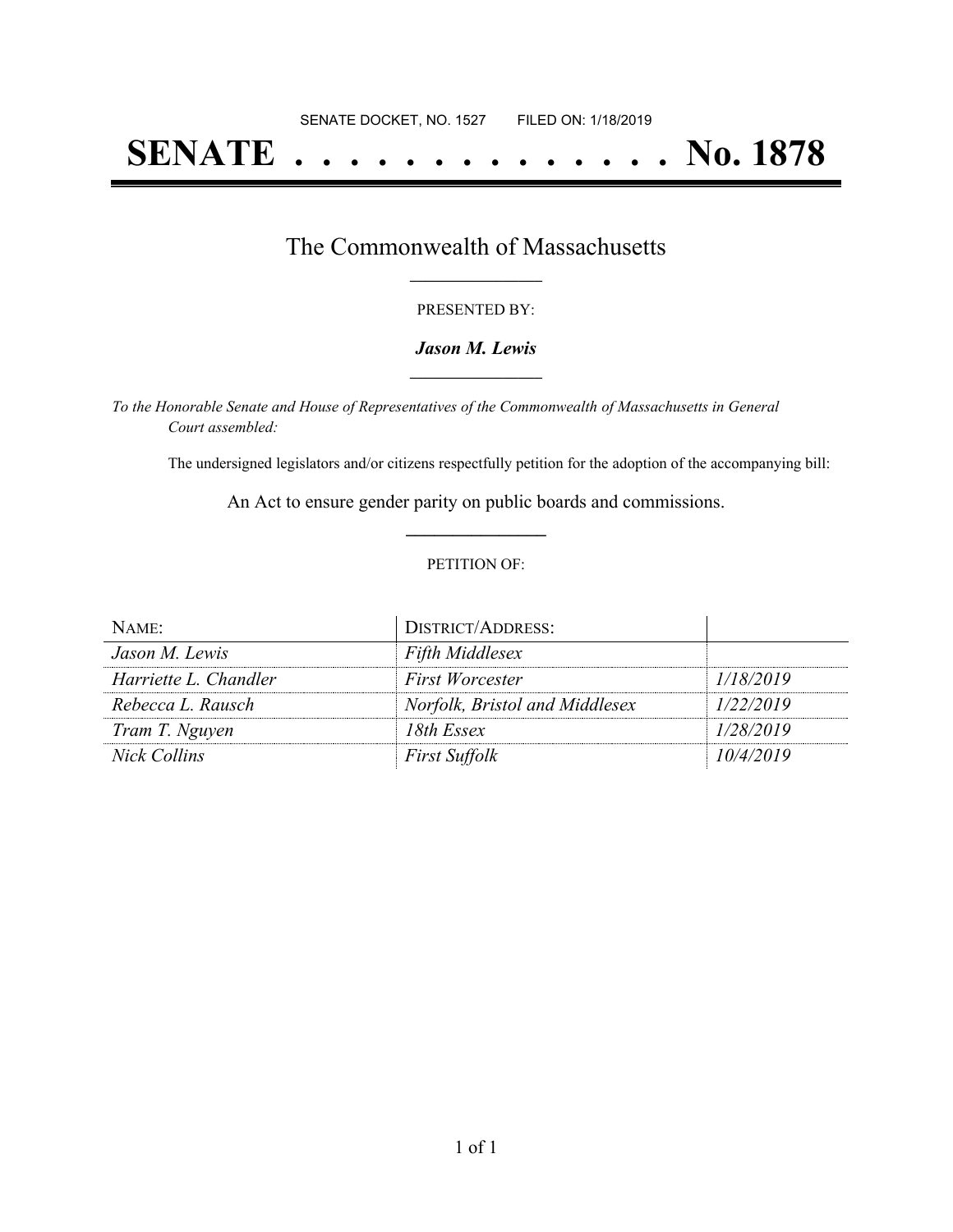SENATE DOCKET, NO. 1527        FILED ON: 1/18/2019

# SENATE . . . . . . . . . . . . . . No. 1878

## The Commonwealth of Massachusetts

PRESENTED BY:

***Jason M. Lewis***

*To the Honorable Senate and House of Representatives of the Commonwealth of Massachusetts in General Court assembled:*

The undersigned legislators and/or citizens respectfully petition for the adoption of the accompanying bill:

An Act to ensure gender parity on public boards and commissions.

PETITION OF:

| NAME: | DISTRICT/ADDRESS: | |
| --- | --- | --- |
| *Jason M. Lewis* | *Fifth Middlesex* | |
| *Harriette L. Chandler* | *First Worcester* | *1/18/2019* |
| *Rebecca L. Rausch* | *Norfolk, Bristol and Middlesex* | *1/22/2019* |
| *Tram T. Nguyen* | *18th Essex* | *1/28/2019* |
| *Nick Collins* | *First Suffolk* | *10/4/2019* |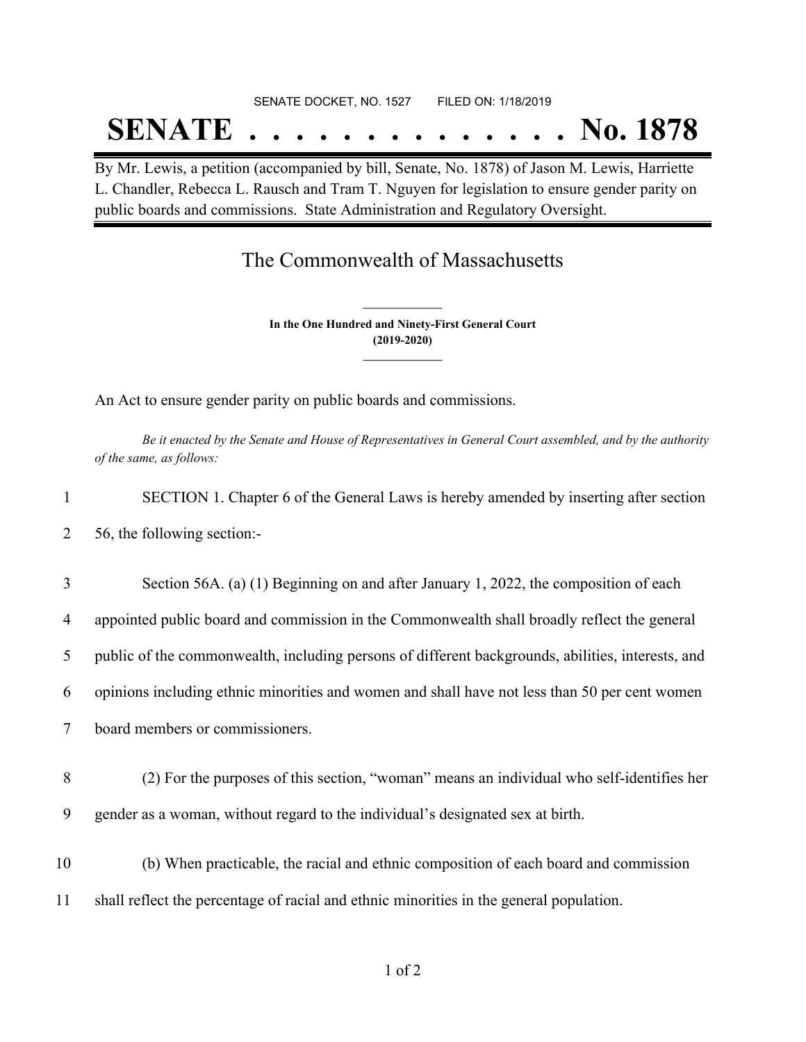SENATE DOCKET, NO. 1527        FILED ON: 1/18/2019

# SENATE . . . . . . . . . . . . . . No. 1878

By Mr. Lewis, a petition (accompanied by bill, Senate, No. 1878) of Jason M. Lewis, Harriette L. Chandler, Rebecca L. Rausch and Tram T. Nguyen for legislation to ensure gender parity on public boards and commissions. State Administration and Regulatory Oversight.

## The Commonwealth of Massachusetts

**In the One Hundred and Ninety-First General Court**
**(2019-2020)**

An Act to ensure gender parity on public boards and commissions.

*Be it enacted by the Senate and House of Representatives in General Court assembled, and by the authority of the same, as follows:*

1 SECTION 1. Chapter 6 of the General Laws is hereby amended by inserting after section
2 56, the following section:-

3 Section 56A. (a) (1) Beginning on and after January 1, 2022, the composition of each
4 appointed public board and commission in the Commonwealth shall broadly reflect the general
5 public of the commonwealth, including persons of different backgrounds, abilities, interests, and
6 opinions including ethnic minorities and women and shall have not less than 50 per cent women
7 board members or commissioners.

8 (2) For the purposes of this section, "woman" means an individual who self-identifies her
9 gender as a woman, without regard to the individual's designated sex at birth.

10 (b) When practicable, the racial and ethnic composition of each board and commission
11 shall reflect the percentage of racial and ethnic minorities in the general population.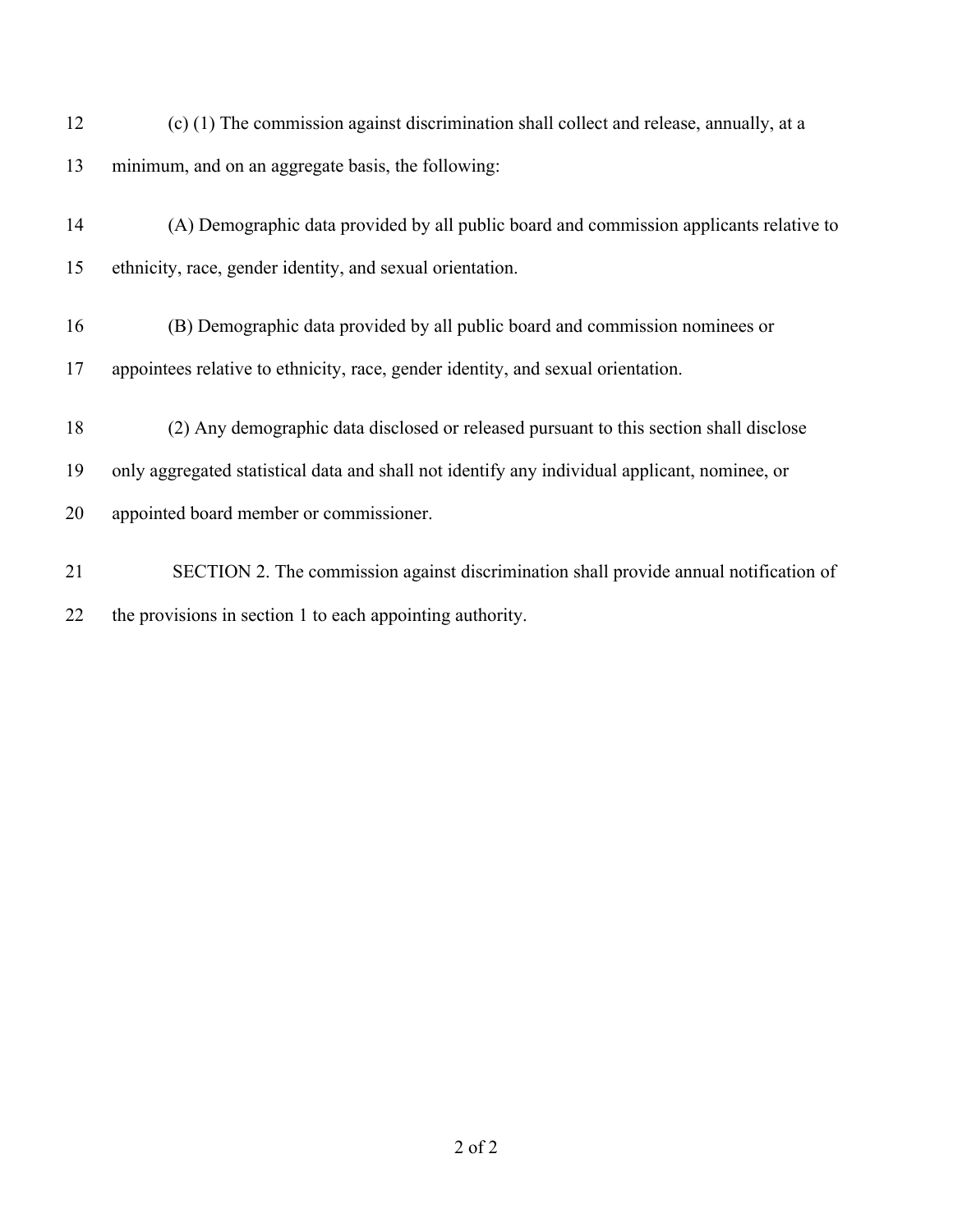(c) (1) The commission against discrimination shall collect and release, annually, at a minimum, and on an aggregate basis, the following:

(A) Demographic data provided by all public board and commission applicants relative to ethnicity, race, gender identity, and sexual orientation.

(B) Demographic data provided by all public board and commission nominees or appointees relative to ethnicity, race, gender identity, and sexual orientation.

(2) Any demographic data disclosed or released pursuant to this section shall disclose only aggregated statistical data and shall not identify any individual applicant, nominee, or appointed board member or commissioner.

SECTION 2. The commission against discrimination shall provide annual notification of the provisions in section 1 to each appointing authority.